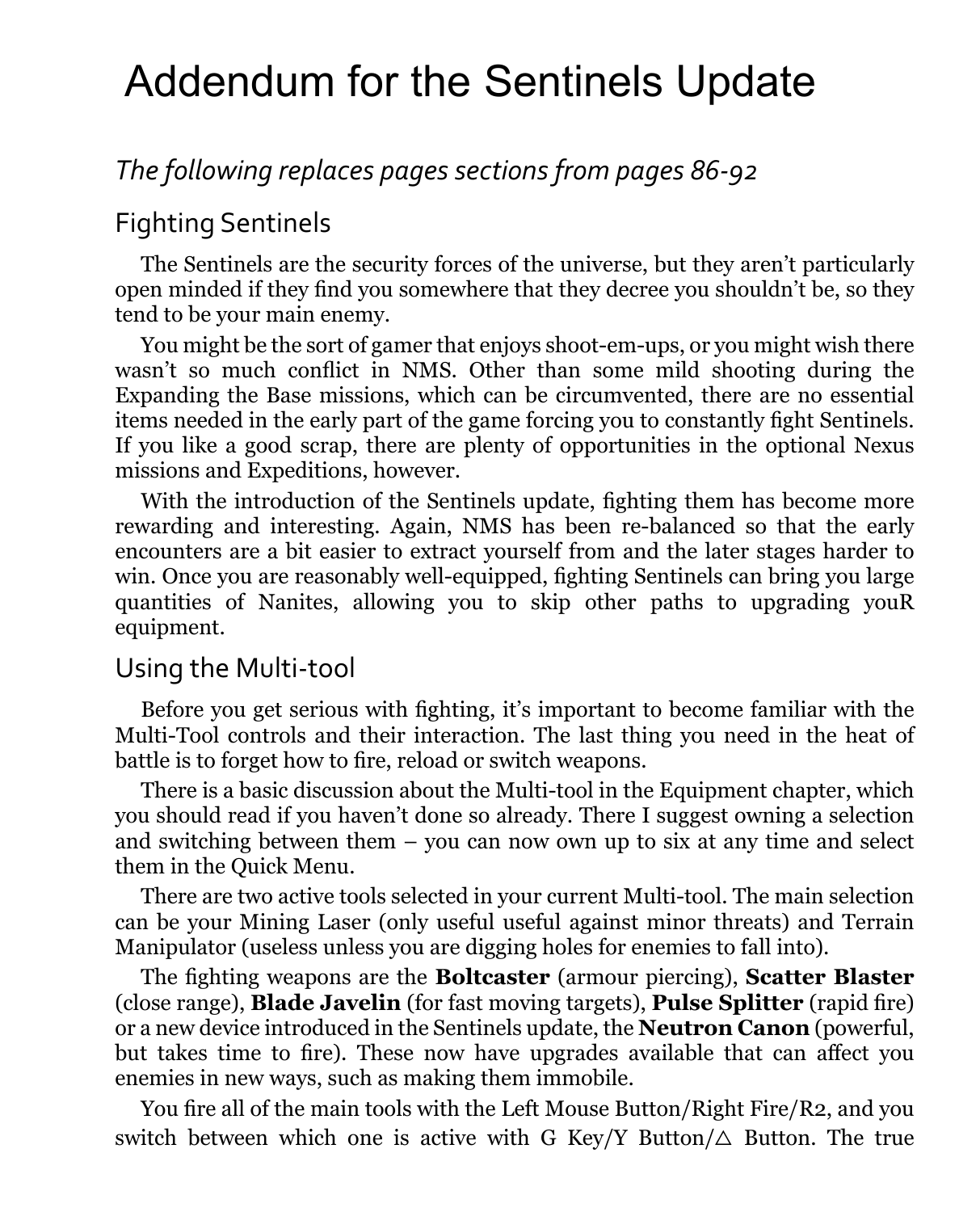# Addendum for the Sentinels Update

## *The following replaces pages sections from pages 86-92*

### Fighting Sentinels

The Sentinels are the security forces of the universe, but they aren't particularly open minded if they find you somewhere that they decree you shouldn't be, so they tend to be your main enemy.

You might be the sort of gamer that enjoys shoot-em-ups, or you might wish there wasn't so much conflict in NMS. Other than some mild shooting during the Expanding the Base missions, which can be circumvented, there are no essential items needed in the early part of the game forcing you to constantly fight Sentinels. If you like a good scrap, there are plenty of opportunities in the optional Nexus missions and Expeditions, however.

With the introduction of the Sentinels update, fighting them has become more rewarding and interesting. Again, NMS has been re-balanced so that the early encounters are a bit easier to extract yourself from and the later stages harder to win. Once you are reasonably well-equipped, fighting Sentinels can bring you large quantities of Nanites, allowing you to skip other paths to upgrading youR equipment.

### Using the Multi-tool

Before you get serious with fighting, it's important to become familiar with the Multi-Tool controls and their interaction. The last thing you need in the heat of battle is to forget how to fire, reload or switch weapons.

There is a basic discussion about the Multi-tool in the Equipment chapter, which you should read if you haven't done so already. There I suggest owning a selection and switching between them – you can now own up to six at any time and select them in the Quick Menu.

There are two active tools selected in your current Multi-tool. The main selection can be your Mining Laser (only useful useful against minor threats) and Terrain Manipulator (useless unless you are digging holes for enemies to fall into).

The fighting weapons are the **Boltcaster** (armour piercing), **Scatter Blaster** (close range), **Blade Javelin** (for fast moving targets), **Pulse Splitter** (rapid fire) or a new device introduced in the Sentinels update, the **Neutron Canon** (powerful, but takes time to fire). These now have upgrades available that can affect you enemies in new ways, such as making them immobile.

You fire all of the main tools with the Left Mouse Button/Right Fire/R2, and you switch between which one is active with G Key/Y Button/△ Button. The true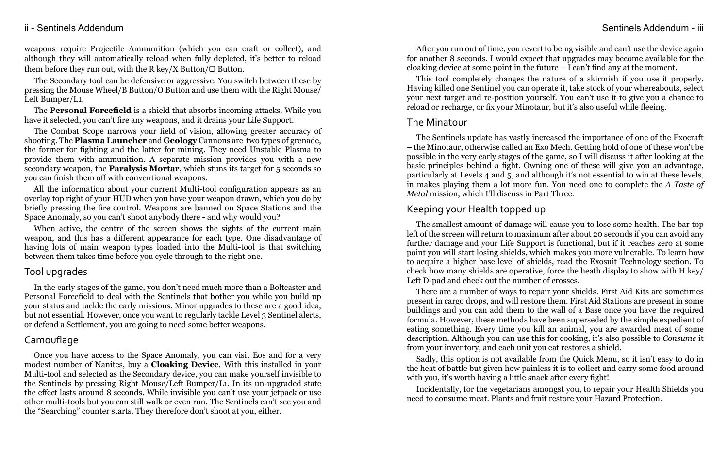weapons require Projectile Ammunition (which you can craft or collect), and although they will automatically reload when fully depleted, it's better to reload them before they run out, with the R key/X Button/▢ Button.

The Secondary tool can be defensive or aggressive. You switch between these by pressing the Mouse Wheel/B Button/O Button and use them with the Right Mouse/Left Bumper/L1.

The **Personal Forcefield** is a shield that absorbs incoming attacks. While you have it selected, you can't fire any weapons, and it drains your Life Support.

The Combat Scope narrows your field of vision, allowing greater accuracy of shooting. The **Plasma Launcher** and **Geology** Cannons are two types of grenade, the former for fighting and the latter for mining. They need Unstable Plasma to provide them with ammunition. A separate mission provides you with a new secondary weapon, the **Paralysis Mortar**, which stuns its target for 5 seconds so you can finish them off with conventional weapons.

All the information about your current Multi-tool configuration appears as an overlay top right of your HUD when you have your weapon drawn, which you do by briefly pressing the fire control. Weapons are banned on Space Stations and the Space Anomaly, so you can't shoot anybody there - and why would you?

When active, the centre of the screen shows the sights of the current main weapon, and this has a different appearance for each type. One disadvantage of having lots of main weapon types loaded into the Multi-tool is that switching between them takes time before you cycle through to the right one.

## Tool upgrades

In the early stages of the game, you don't need much more than a Boltcaster and Personal Forcefield to deal with the Sentinels that bother you while you build up your status and tackle the early missions. Minor upgrades to these are a good idea, but not essential. However, once you want to regularly tackle Level 3 Sentinel alerts, or defend a Settlement, you are going to need some better weapons.

## Camouflage

Once you have access to the Space Anomaly, you can visit Eos and for a very modest number of Nanites, buy a **Cloaking Device**. With this installed in your Multi-tool and selected as the Secondary device, you can make yourself invisible to the Sentinels by pressing Right Mouse/Left Bumper/L1. In its un-upgraded state the effect lasts around 8 seconds. While invisible you can't use your jetpack or use other multi-tools but you can still walk or even run. The Sentinels can't see you and the "Searching" counter starts. They therefore don't shoot at you, either.

After you run out of time, you revert to being visible and can't use the device again for another 8 seconds. I would expect that upgrades may become available for the cloaking device at some point in the future – I can't find any at the moment.

This tool completely changes the nature of a skirmish if you use it properly. Having killed one Sentinel you can operate it, take stock of your whereabouts, select your next target and re-position yourself. You can't use it to give you a chance to reload or recharge, or fix your Minotaur, but it's also useful while fleeing.

## The Minatour

The Sentinels update has vastly increased the importance of one of the Exocraft – the Minotaur, otherwise called an Exo Mech. Getting hold of one of these won't be possible in the very early stages of the game, so I will discuss it after looking at the basic principles behind a fight. Owning one of these will give you an advantage, particularly at Levels 4 and 5, and although it's not essential to win at these levels, in makes playing them a lot more fun. You need one to complete the *A Taste of Metal* mission, which I'll discuss in Part Three.

## Keeping your Health topped up

The smallest amount of damage will cause you to lose some health. The bar top left of the screen will return to maximum after about 20 seconds if you can avoid any further damage and your Life Support is functional, but if it reaches zero at some point you will start losing shields, which makes you more vulnerable. To learn how to acquire a higher base level of shields, read the Exosuit Technology section. To check how many shields are operative, force the heath display to show with H key/Left D-pad and check out the number of crosses.

There are a number of ways to repair your shields. First Aid Kits are sometimes present in cargo drops, and will restore them. First Aid Stations are present in some buildings and you can add them to the wall of a Base once you have the required formula. However, these methods have been superseded by the simple expedient of eating something. Every time you kill an animal, you are awarded meat of some description. Although you can use this for cooking, it's also possible to *Consume* it from your inventory, and each unit you eat restores a shield.

Sadly, this option is not available from the Quick Menu, so it isn't easy to do in the heat of battle but given how painless it is to collect and carry some food around with you, it's worth having a little snack after every fight!

Incidentally, for the vegetarians amongst you, to repair your Health Shields you need to consume meat. Plants and fruit restore your Hazard Protection.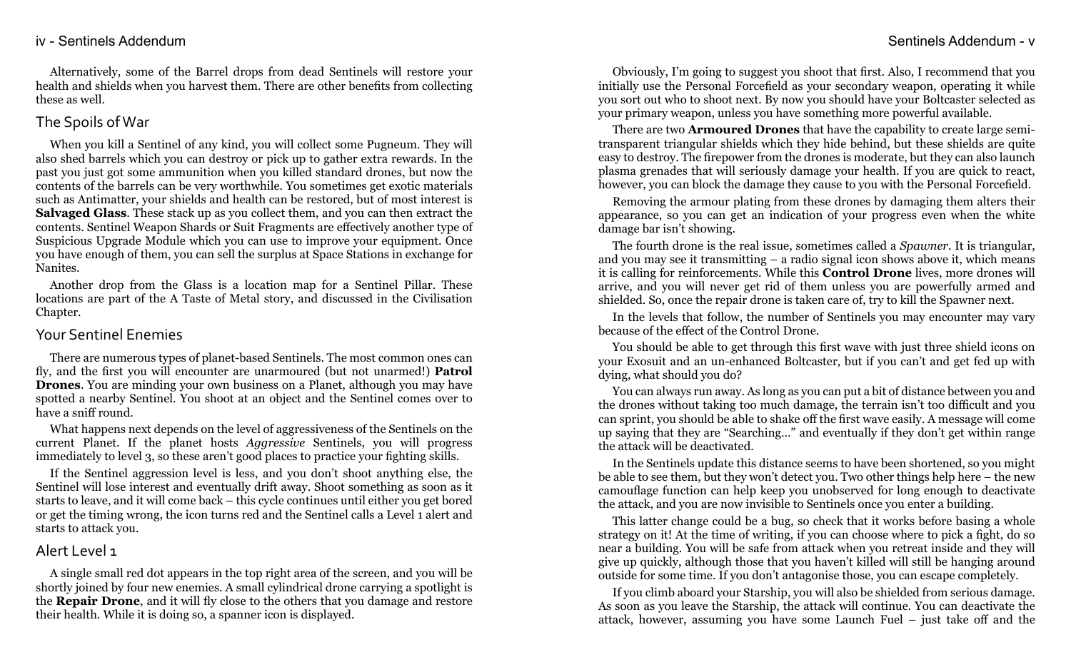Alternatively, some of the Barrel drops from dead Sentinels will restore your health and shields when you harvest them. There are other benefits from collecting these as well.

## The Spoils of War

When you kill a Sentinel of any kind, you will collect some Pugneum. They will also shed barrels which you can destroy or pick up to gather extra rewards. In the past you just got some ammunition when you killed standard drones, but now the contents of the barrels can be very worthwhile. You sometimes get exotic materials such as Antimatter, your shields and health can be restored, but of most interest is **Salvaged Glass**. These stack up as you collect them, and you can then extract the contents. Sentinel Weapon Shards or Suit Fragments are effectively another type of Suspicious Upgrade Module which you can use to improve your equipment. Once you have enough of them, you can sell the surplus at Space Stations in exchange for Nanites.

Another drop from the Glass is a location map for a Sentinel Pillar. These locations are part of the A Taste of Metal story, and discussed in the Civilisation Chapter.

## Your Sentinel Enemies

There are numerous types of planet-based Sentinels. The most common ones can fly, and the first you will encounter are unarmoured (but not unarmed!) **Patrol Drones**. You are minding your own business on a Planet, although you may have spotted a nearby Sentinel. You shoot at an object and the Sentinel comes over to have a sniff round.

What happens next depends on the level of aggressiveness of the Sentinels on the current Planet. If the planet hosts *Aggressive* Sentinels, you will progress immediately to level 3, so these aren't good places to practice your fighting skills.

If the Sentinel aggression level is less, and you don't shoot anything else, the Sentinel will lose interest and eventually drift away. Shoot something as soon as it starts to leave, and it will come back – this cycle continues until either you get bored or get the timing wrong, the icon turns red and the Sentinel calls a Level 1 alert and starts to attack you.

## Alert Level 1

A single small red dot appears in the top right area of the screen, and you will be shortly joined by four new enemies. A small cylindrical drone carrying a spotlight is the **Repair Drone**, and it will fly close to the others that you damage and restore their health. While it is doing so, a spanner icon is displayed.

Obviously, I'm going to suggest you shoot that first. Also, I recommend that you initially use the Personal Forcefield as your secondary weapon, operating it while you sort out who to shoot next. By now you should have your Boltcaster selected as your primary weapon, unless you have something more powerful available.

There are two **Armoured Drones** that have the capability to create large semi-transparent triangular shields which they hide behind, but these shields are quite easy to destroy. The firepower from the drones is moderate, but they can also launch plasma grenades that will seriously damage your health. If you are quick to react, however, you can block the damage they cause to you with the Personal Forcefield.

Removing the armour plating from these drones by damaging them alters their appearance, so you can get an indication of your progress even when the white damage bar isn't showing.

The fourth drone is the real issue, sometimes called a *Spawner*. It is triangular, and you may see it transmitting – a radio signal icon shows above it, which means it is calling for reinforcements. While this **Control Drone** lives, more drones will arrive, and you will never get rid of them unless you are powerfully armed and shielded. So, once the repair drone is taken care of, try to kill the Spawner next.

In the levels that follow, the number of Sentinels you may encounter may vary because of the effect of the Control Drone.

You should be able to get through this first wave with just three shield icons on your Exosuit and an un-enhanced Boltcaster, but if you can't and get fed up with dying, what should you do?

You can always run away. As long as you can put a bit of distance between you and the drones without taking too much damage, the terrain isn't too difficult and you can sprint, you should be able to shake off the first wave easily. A message will come up saying that they are "Searching..." and eventually if they don't get within range the attack will be deactivated.

In the Sentinels update this distance seems to have been shortened, so you might be able to see them, but they won't detect you. Two other things help here – the new camouflage function can help keep you unobserved for long enough to deactivate the attack, and you are now invisible to Sentinels once you enter a building.

This latter change could be a bug, so check that it works before basing a whole strategy on it! At the time of writing, if you can choose where to pick a fight, do so near a building. You will be safe from attack when you retreat inside and they will give up quickly, although those that you haven't killed will still be hanging around outside for some time. If you don't antagonise those, you can escape completely.

If you climb aboard your Starship, you will also be shielded from serious damage. As soon as you leave the Starship, the attack will continue. You can deactivate the attack, however, assuming you have some Launch Fuel – just take off and the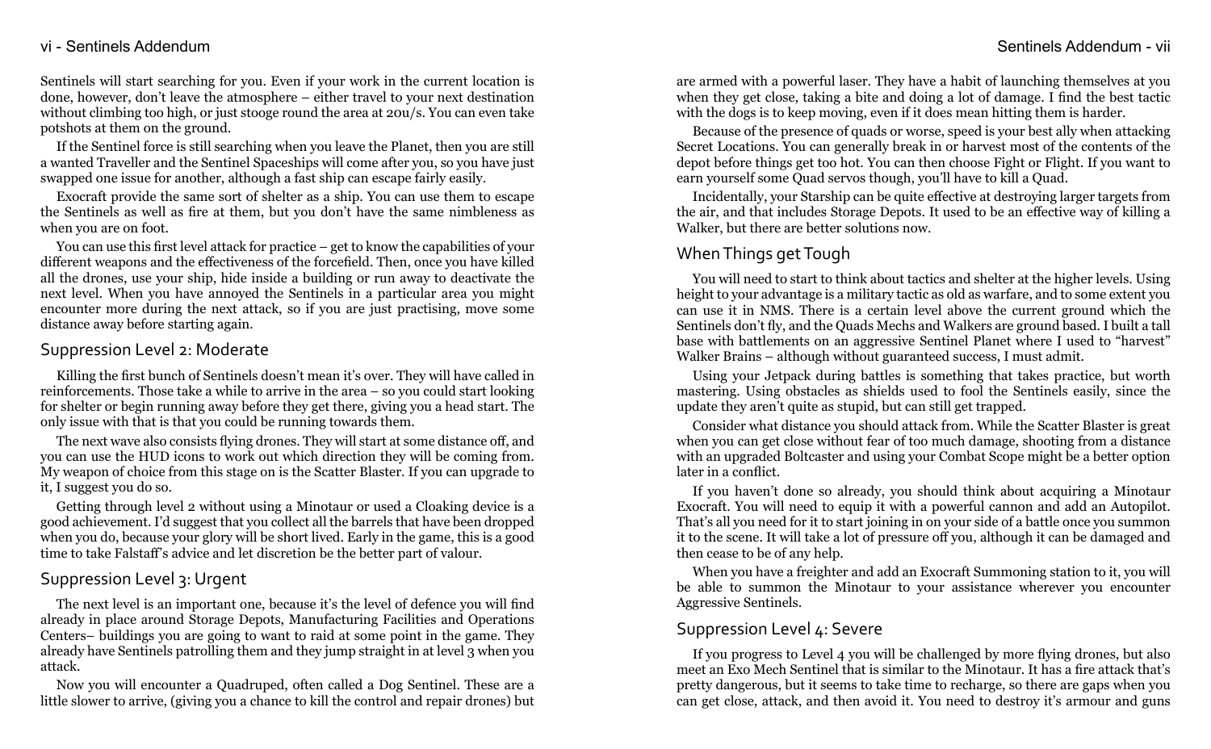Sentinels will start searching for you. Even if your work in the current location is done, however, don't leave the atmosphere – either travel to your next destination without climbing too high, or just stooge round the area at 20u/s. You can even take potshots at them on the ground.

If the Sentinel force is still searching when you leave the Planet, then you are still a wanted Traveller and the Sentinel Spaceships will come after you, so you have just swapped one issue for another, although a fast ship can escape fairly easily.

Exocraft provide the same sort of shelter as a ship. You can use them to escape the Sentinels as well as fire at them, but you don't have the same nimbleness as when you are on foot.

You can use this first level attack for practice – get to know the capabilities of your different weapons and the effectiveness of the forcefield. Then, once you have killed all the drones, use your ship, hide inside a building or run away to deactivate the next level. When you have annoyed the Sentinels in a particular area you might encounter more during the next attack, so if you are just practising, move some distance away before starting again.

## Suppression Level 2: Moderate

Killing the first bunch of Sentinels doesn't mean it's over. They will have called in reinforcements. Those take a while to arrive in the area – so you could start looking for shelter or begin running away before they get there, giving you a head start. The only issue with that is that you could be running towards them.

The next wave also consists flying drones. They will start at some distance off, and you can use the HUD icons to work out which direction they will be coming from. My weapon of choice from this stage on is the Scatter Blaster. If you can upgrade to it, I suggest you do so.

Getting through level 2 without using a Minotaur or used a Cloaking device is a good achievement. I'd suggest that you collect all the barrels that have been dropped when you do, because your glory will be short lived. Early in the game, this is a good time to take Falstaff's advice and let discretion be the better part of valour.

## Suppression Level 3: Urgent

The next level is an important one, because it's the level of defence you will find already in place around Storage Depots, Manufacturing Facilities and Operations Centers– buildings you are going to want to raid at some point in the game. They already have Sentinels patrolling them and they jump straight in at level 3 when you attack.

Now you will encounter a Quadruped, often called a Dog Sentinel. These are a little slower to arrive, (giving you a chance to kill the control and repair drones) but are armed with a powerful laser. They have a habit of launching themselves at you when they get close, taking a bite and doing a lot of damage. I find the best tactic with the dogs is to keep moving, even if it does mean hitting them is harder.

Because of the presence of quads or worse, speed is your best ally when attacking Secret Locations. You can generally break in or harvest most of the contents of the depot before things get too hot. You can then choose Fight or Flight. If you want to earn yourself some Quad servos though, you'll have to kill a Quad.

Incidentally, your Starship can be quite effective at destroying larger targets from the air, and that includes Storage Depots. It used to be an effective way of killing a Walker, but there are better solutions now.

## When Things get Tough

You will need to start to think about tactics and shelter at the higher levels. Using height to your advantage is a military tactic as old as warfare, and to some extent you can use it in NMS. There is a certain level above the current ground which the Sentinels don't fly, and the Quads Mechs and Walkers are ground based. I built a tall base with battlements on an aggressive Sentinel Planet where I used to "harvest" Walker Brains – although without guaranteed success, I must admit.

Using your Jetpack during battles is something that takes practice, but worth mastering. Using obstacles as shields used to fool the Sentinels easily, since the update they aren't quite as stupid, but can still get trapped.

Consider what distance you should attack from. While the Scatter Blaster is great when you can get close without fear of too much damage, shooting from a distance with an upgraded Boltcaster and using your Combat Scope might be a better option later in a conflict.

If you haven't done so already, you should think about acquiring a Minotaur Exocraft. You will need to equip it with a powerful cannon and add an Autopilot. That's all you need for it to start joining in on your side of a battle once you summon it to the scene. It will take a lot of pressure off you, although it can be damaged and then cease to be of any help.

When you have a freighter and add an Exocraft Summoning station to it, you will be able to summon the Minotaur to your assistance wherever you encounter Aggressive Sentinels.

## Suppression Level 4: Severe

If you progress to Level 4 you will be challenged by more flying drones, but also meet an Exo Mech Sentinel that is similar to the Minotaur. It has a fire attack that's pretty dangerous, but it seems to take time to recharge, so there are gaps when you can get close, attack, and then avoid it. You need to destroy it's armour and guns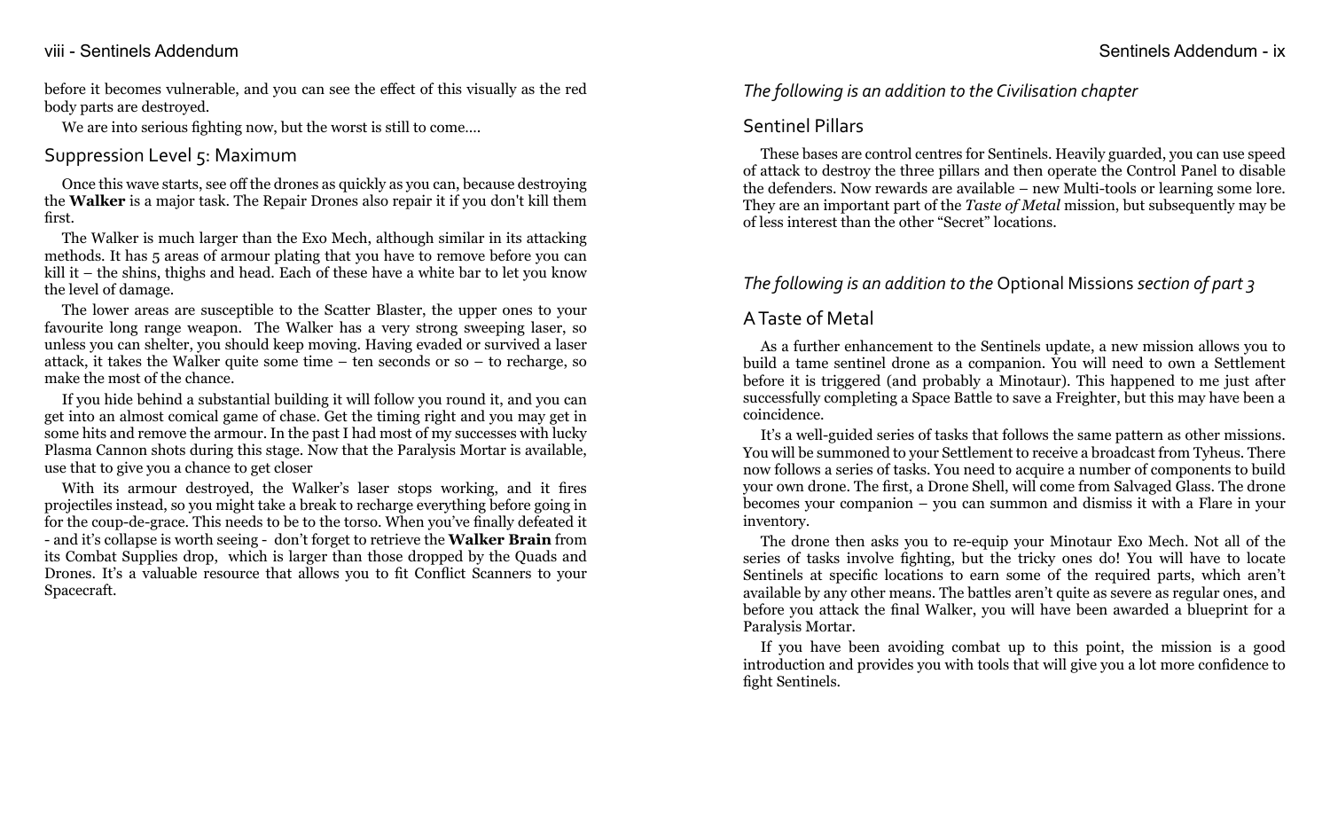before it becomes vulnerable, and you can see the effect of this visually as the red body parts are destroyed.

We are into serious fighting now, but the worst is still to come....

## Suppression Level 5: Maximum

Once this wave starts, see off the drones as quickly as you can, because destroying the **Walker** is a major task. The Repair Drones also repair it if you don't kill them first.

The Walker is much larger than the Exo Mech, although similar in its attacking methods. It has 5 areas of armour plating that you have to remove before you can kill it – the shins, thighs and head. Each of these have a white bar to let you know the level of damage.

The lower areas are susceptible to the Scatter Blaster, the upper ones to your favourite long range weapon. The Walker has a very strong sweeping laser, so unless you can shelter, you should keep moving. Having evaded or survived a laser attack, it takes the Walker quite some time – ten seconds or so – to recharge, so make the most of the chance.

If you hide behind a substantial building it will follow you round it, and you can get into an almost comical game of chase. Get the timing right and you may get in some hits and remove the armour. In the past I had most of my successes with lucky Plasma Cannon shots during this stage. Now that the Paralysis Mortar is available, use that to give you a chance to get closer

With its armour destroyed, the Walker's laser stops working, and it fires projectiles instead, so you might take a break to recharge everything before going in for the coup-de-grace. This needs to be to the torso. When you've finally defeated it - and it's collapse is worth seeing - don't forget to retrieve the **Walker Brain** from its Combat Supplies drop, which is larger than those dropped by the Quads and Drones. It's a valuable resource that allows you to fit Conflict Scanners to your Spacecraft.

*The following is an addition to the Civilisation chapter*

## Sentinel Pillars

These bases are control centres for Sentinels. Heavily guarded, you can use speed of attack to destroy the three pillars and then operate the Control Panel to disable the defenders. Now rewards are available – new Multi-tools or learning some lore. They are an important part of the *Taste of Metal* mission, but subsequently may be of less interest than the other "Secret" locations.

*The following is an addition to the* Optional Missions *section of part 3*

## A Taste of Metal

As a further enhancement to the Sentinels update, a new mission allows you to build a tame sentinel drone as a companion. You will need to own a Settlement before it is triggered (and probably a Minotaur). This happened to me just after successfully completing a Space Battle to save a Freighter, but this may have been a coincidence.

It's a well-guided series of tasks that follows the same pattern as other missions. You will be summoned to your Settlement to receive a broadcast from Tyheus. There now follows a series of tasks. You need to acquire a number of components to build your own drone. The first, a Drone Shell, will come from Salvaged Glass. The drone becomes your companion – you can summon and dismiss it with a Flare in your inventory.

The drone then asks you to re-equip your Minotaur Exo Mech. Not all of the series of tasks involve fighting, but the tricky ones do! You will have to locate Sentinels at specific locations to earn some of the required parts, which aren't available by any other means. The battles aren't quite as severe as regular ones, and before you attack the final Walker, you will have been awarded a blueprint for a Paralysis Mortar.

If you have been avoiding combat up to this point, the mission is a good introduction and provides you with tools that will give you a lot more confidence to fight Sentinels.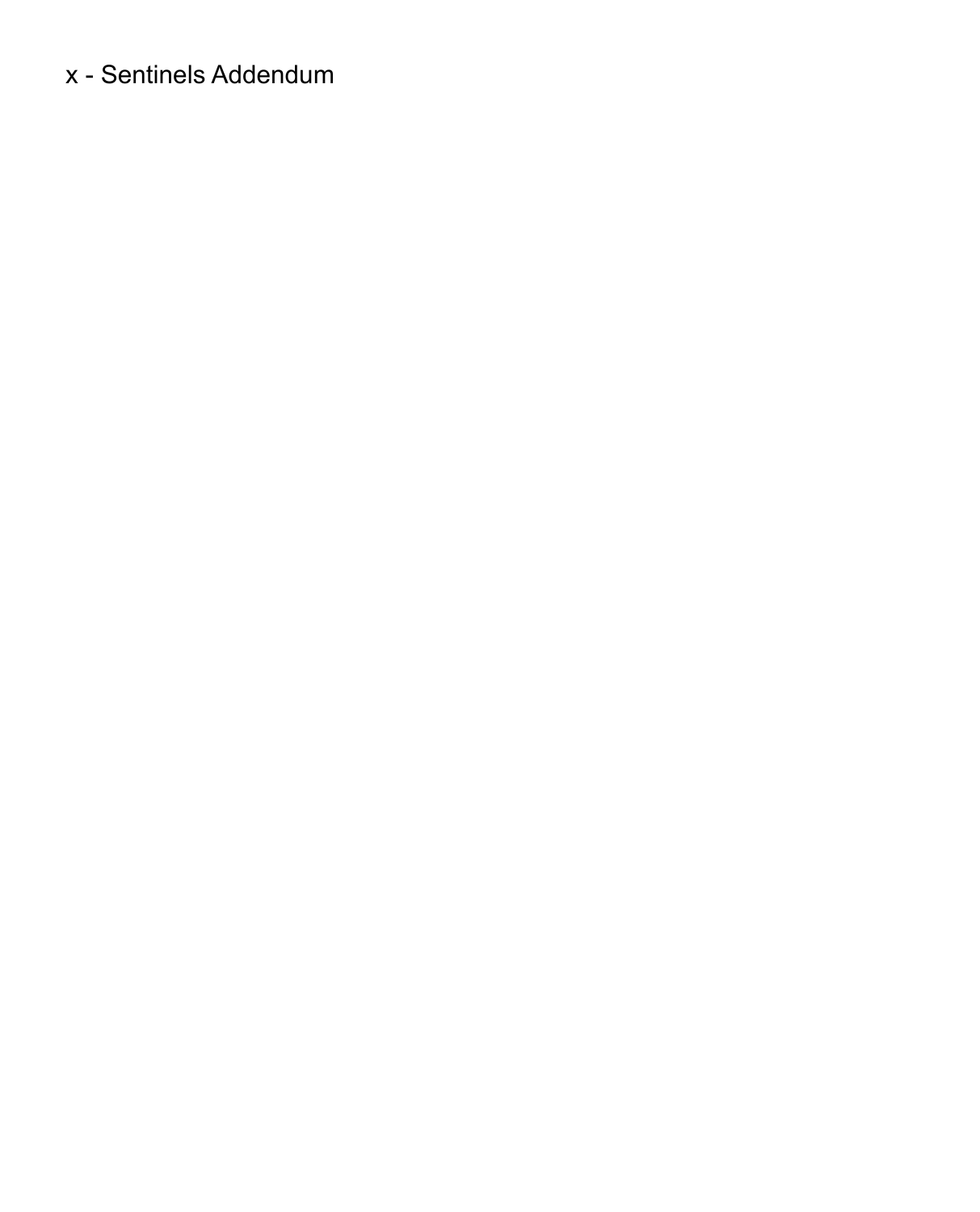x - Sentinels Addendum